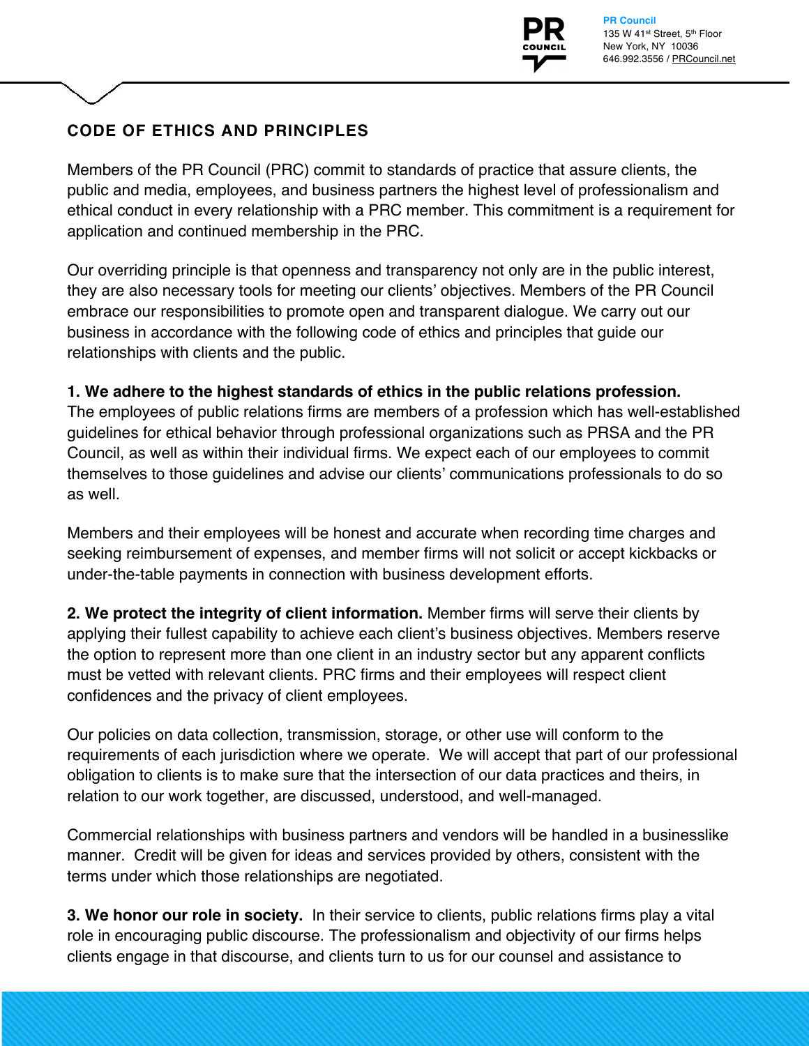PR Council
135 W 41st Street, 5th Floor
New York, NY 10036
646.992.3556 / PRCouncil.net

## CODE OF ETHICS AND PRINCIPLES

Members of the PR Council (PRC) commit to standards of practice that assure clients, the public and media, employees, and business partners the highest level of professionalism and ethical conduct in every relationship with a PRC member. This commitment is a requirement for application and continued membership in the PRC.

Our overriding principle is that openness and transparency not only are in the public interest, they are also necessary tools for meeting our clients' objectives. Members of the PR Council embrace our responsibilities to promote open and transparent dialogue. We carry out our business in accordance with the following code of ethics and principles that guide our relationships with clients and the public.

**1. We adhere to the highest standards of ethics in the public relations profession.**
The employees of public relations firms are members of a profession which has well-established guidelines for ethical behavior through professional organizations such as PRSA and the PR Council, as well as within their individual firms. We expect each of our employees to commit themselves to those guidelines and advise our clients' communications professionals to do so as well.

Members and their employees will be honest and accurate when recording time charges and seeking reimbursement of expenses, and member firms will not solicit or accept kickbacks or under-the-table payments in connection with business development efforts.

**2. We protect the integrity of client information.** Member firms will serve their clients by applying their fullest capability to achieve each client's business objectives. Members reserve the option to represent more than one client in an industry sector but any apparent conflicts must be vetted with relevant clients. PRC firms and their employees will respect client confidences and the privacy of client employees.

Our policies on data collection, transmission, storage, or other use will conform to the requirements of each jurisdiction where we operate. We will accept that part of our professional obligation to clients is to make sure that the intersection of our data practices and theirs, in relation to our work together, are discussed, understood, and well-managed.

Commercial relationships with business partners and vendors will be handled in a businesslike manner. Credit will be given for ideas and services provided by others, consistent with the terms under which those relationships are negotiated.

**3. We honor our role in society.** In their service to clients, public relations firms play a vital role in encouraging public discourse. The professionalism and objectivity of our firms helps clients engage in that discourse, and clients turn to us for our counsel and assistance to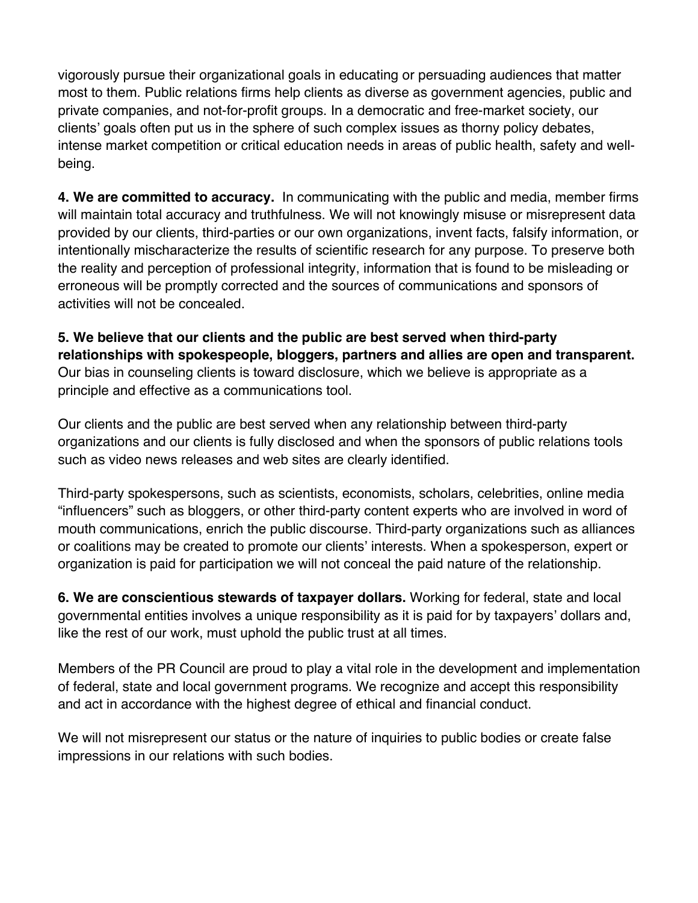vigorously pursue their organizational goals in educating or persuading audiences that matter most to them. Public relations firms help clients as diverse as government agencies, public and private companies, and not-for-profit groups. In a democratic and free-market society, our clients' goals often put us in the sphere of such complex issues as thorny policy debates, intense market competition or critical education needs in areas of public health, safety and well-being.

**4. We are committed to accuracy.** In communicating with the public and media, member firms will maintain total accuracy and truthfulness. We will not knowingly misuse or misrepresent data provided by our clients, third-parties or our own organizations, invent facts, falsify information, or intentionally mischaracterize the results of scientific research for any purpose. To preserve both the reality and perception of professional integrity, information that is found to be misleading or erroneous will be promptly corrected and the sources of communications and sponsors of activities will not be concealed.

**5. We believe that our clients and the public are best served when third-party relationships with spokespeople, bloggers, partners and allies are open and transparent.** Our bias in counseling clients is toward disclosure, which we believe is appropriate as a principle and effective as a communications tool.

Our clients and the public are best served when any relationship between third-party organizations and our clients is fully disclosed and when the sponsors of public relations tools such as video news releases and web sites are clearly identified.

Third-party spokespersons, such as scientists, economists, scholars, celebrities, online media "influencers" such as bloggers, or other third-party content experts who are involved in word of mouth communications, enrich the public discourse. Third-party organizations such as alliances or coalitions may be created to promote our clients' interests. When a spokesperson, expert or organization is paid for participation we will not conceal the paid nature of the relationship.

**6. We are conscientious stewards of taxpayer dollars.** Working for federal, state and local governmental entities involves a unique responsibility as it is paid for by taxpayers' dollars and, like the rest of our work, must uphold the public trust at all times.

Members of the PR Council are proud to play a vital role in the development and implementation of federal, state and local government programs. We recognize and accept this responsibility and act in accordance with the highest degree of ethical and financial conduct.

We will not misrepresent our status or the nature of inquiries to public bodies or create false impressions in our relations with such bodies.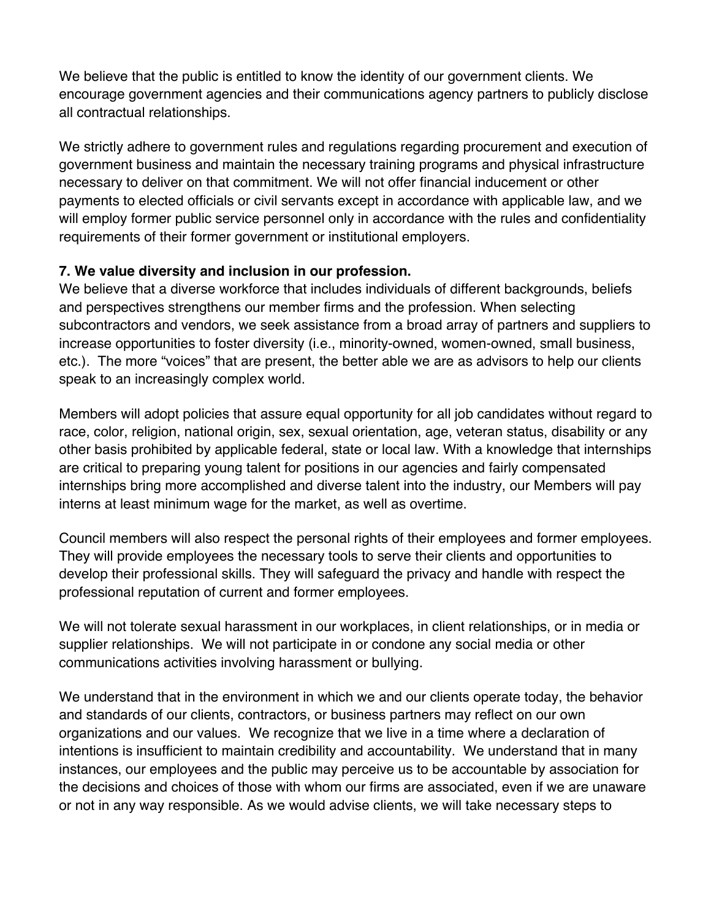We believe that the public is entitled to know the identity of our government clients. We encourage government agencies and their communications agency partners to publicly disclose all contractual relationships.

We strictly adhere to government rules and regulations regarding procurement and execution of government business and maintain the necessary training programs and physical infrastructure necessary to deliver on that commitment. We will not offer financial inducement or other payments to elected officials or civil servants except in accordance with applicable law, and we will employ former public service personnel only in accordance with the rules and confidentiality requirements of their former government or institutional employers.

**7. We value diversity and inclusion in our profession.**

We believe that a diverse workforce that includes individuals of different backgrounds, beliefs and perspectives strengthens our member firms and the profession. When selecting subcontractors and vendors, we seek assistance from a broad array of partners and suppliers to increase opportunities to foster diversity (i.e., minority-owned, women-owned, small business, etc.). The more "voices" that are present, the better able we are as advisors to help our clients speak to an increasingly complex world.

Members will adopt policies that assure equal opportunity for all job candidates without regard to race, color, religion, national origin, sex, sexual orientation, age, veteran status, disability or any other basis prohibited by applicable federal, state or local law. With a knowledge that internships are critical to preparing young talent for positions in our agencies and fairly compensated internships bring more accomplished and diverse talent into the industry, our Members will pay interns at least minimum wage for the market, as well as overtime.

Council members will also respect the personal rights of their employees and former employees. They will provide employees the necessary tools to serve their clients and opportunities to develop their professional skills. They will safeguard the privacy and handle with respect the professional reputation of current and former employees.

We will not tolerate sexual harassment in our workplaces, in client relationships, or in media or supplier relationships. We will not participate in or condone any social media or other communications activities involving harassment or bullying.

We understand that in the environment in which we and our clients operate today, the behavior and standards of our clients, contractors, or business partners may reflect on our own organizations and our values. We recognize that we live in a time where a declaration of intentions is insufficient to maintain credibility and accountability. We understand that in many instances, our employees and the public may perceive us to be accountable by association for the decisions and choices of those with whom our firms are associated, even if we are unaware or not in any way responsible. As we would advise clients, we will take necessary steps to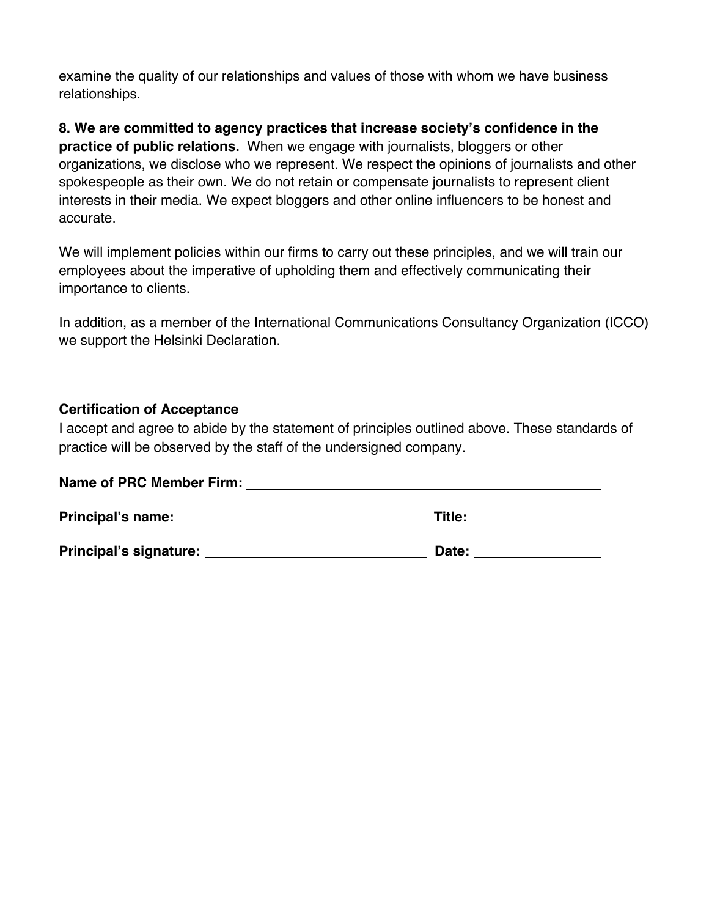examine the quality of our relationships and values of those with whom we have business relationships.

**8. We are committed to agency practices that increase society's confidence in the practice of public relations.** When we engage with journalists, bloggers or other organizations, we disclose who we represent. We respect the opinions of journalists and other spokespeople as their own. We do not retain or compensate journalists to represent client interests in their media. We expect bloggers and other online influencers to be honest and accurate.

We will implement policies within our firms to carry out these principles, and we will train our employees about the imperative of upholding them and effectively communicating their importance to clients.

In addition, as a member of the International Communications Consultancy Organization (ICCO) we support the Helsinki Declaration.

**Certification of Acceptance**

I accept and agree to abide by the statement of principles outlined above. These standards of practice will be observed by the staff of the undersigned company.

**Name of PRC Member Firm:** ______________________________

**Principal's name:** ______________________________ **Title:** ______________

**Principal's signature:** ______________________________ **Date:** ______________